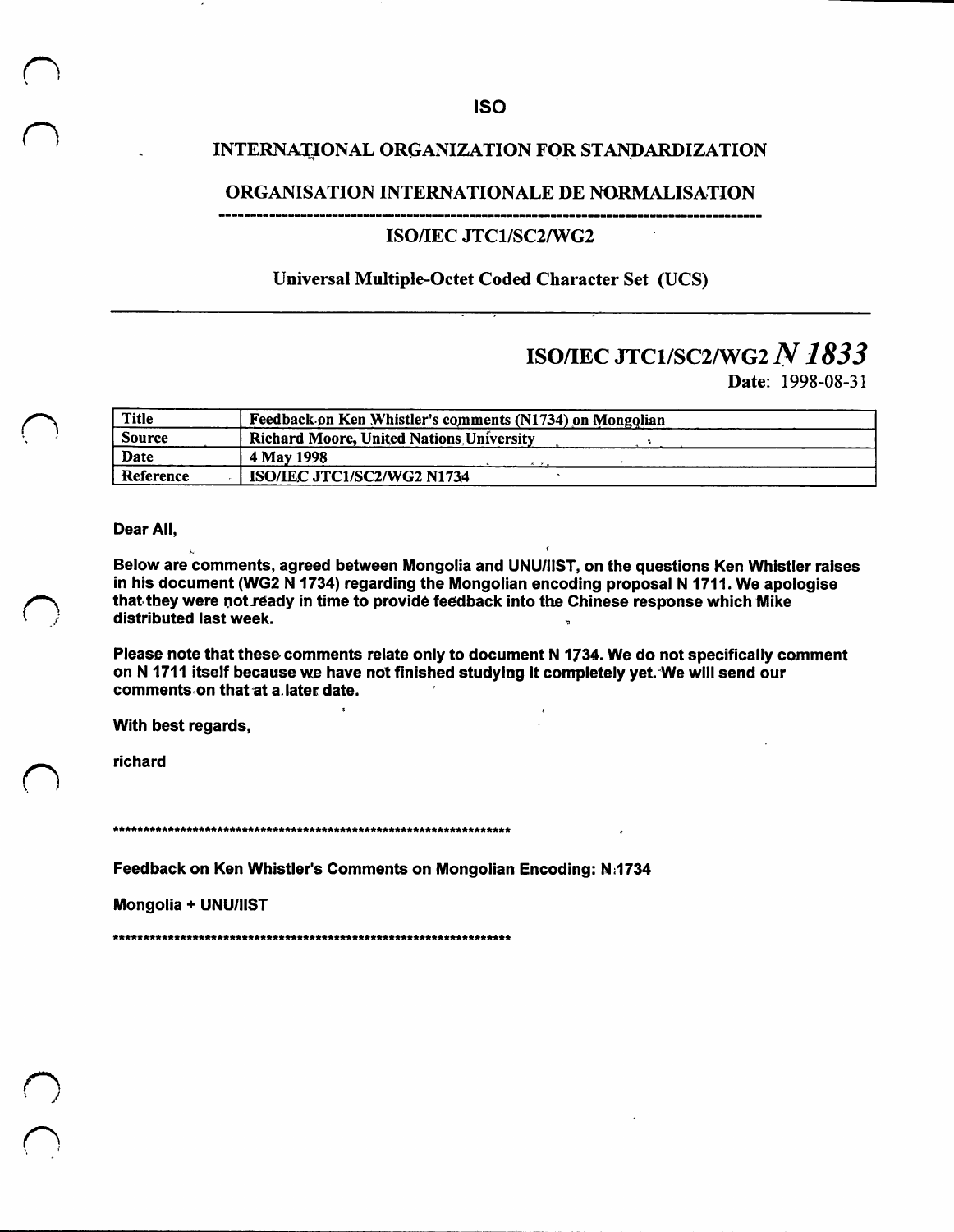# ISO

## INTERNATIONAL ORGANIZATION FOR STANDARDIZATION

## ORGANISATION INTERNATIONALE DE NORMALISATION

---

### ISO/IEC JTC1/SC2/WG2

**Universal Multiple-Octet Coded Character Set (UCS)**

---

**ISO/IEC JTC1/SC2/WG2 *N 1833***

**Date:** 1998-08-31

| Title | Feedback on Ken Whistler's comments (N1734) on Mongolian |
|---|---|
| Source | Richard Moore, United Nations University |
| Date | 4 May 1998 |
| Reference | ISO/IEC JTC1/SC2/WG2 N1734 |

**Dear All,**

**Below are comments, agreed between Mongolia and UNU/IIST, on the questions Ken Whistler raises in his document (WG2 N 1734) regarding the Mongolian encoding proposal N 1711. We apologise that they were not ready in time to provide feedback into the Chinese response which Mike distributed last week.**

**Please note that these comments relate only to document N 1734. We do not specifically comment on N 1711 itself because we have not finished studying it completely yet. We will send our comments on that at a later date.**

**With best regards,**

**richard**

**********************************************************************

**Feedback on Ken Whistler's Comments on Mongolian Encoding: N 1734**

**Mongolia + UNU/IIST**

**********************************************************************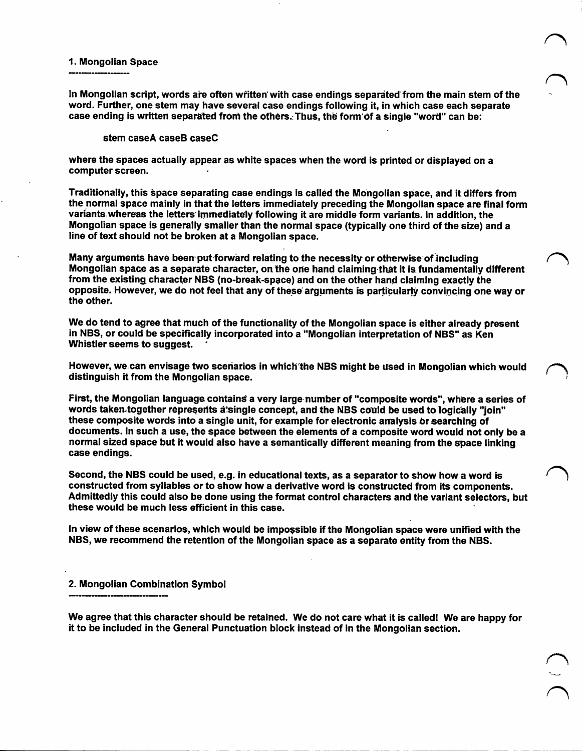## 1. Mongolian Space

In Mongolian script, words are often written with case endings separated from the main stem of the word. Further, one stem may have several case endings following it, in which case each separate case ending is written separated from the others. Thus, the form of a single "word" can be:

    stem caseA caseB caseC

where the spaces actually appear as white spaces when the word is printed or displayed on a computer screen.

Traditionally, this space separating case endings is called the Mongolian space, and it differs from the normal space mainly in that the letters immediately preceding the Mongolian space are final form variants whereas the letters immediately following it are middle form variants. In addition, the Mongolian space is generally smaller than the normal space (typically one third of the size) and a line of text should not be broken at a Mongolian space.

Many arguments have been put forward relating to the necessity or otherwise of including Mongolian space as a separate character, on the one hand claiming that it is fundamentally different from the existing character NBS (no-break-space) and on the other hand claiming exactly the opposite. However, we do not feel that any of these arguments is particularly convincing one way or the other.

We do tend to agree that much of the functionality of the Mongolian space is either already present in NBS, or could be specifically incorporated into a "Mongolian interpretation of NBS" as Ken Whistler seems to suggest.

However, we can envisage two scenarios in which the NBS might be used in Mongolian which would distinguish it from the Mongolian space.

First, the Mongolian language contains a very large number of "composite words", where a series of words taken together represents a single concept, and the NBS could be used to logically "join" these composite words into a single unit, for example for electronic analysis or searching of documents. In such a use, the space between the elements of a composite word would not only be a normal sized space but it would also have a semantically different meaning from the space linking case endings.

Second, the NBS could be used, e.g. in educational texts, as a separator to show how a word is constructed from syllables or to show how a derivative word is constructed from its components. Admittedly this could also be done using the format control characters and the variant selectors, but these would be much less efficient in this case.

In view of these scenarios, which would be impossible if the Mongolian space were unified with the NBS, we recommend the retention of the Mongolian space as a separate entity from the NBS.

## 2. Mongolian Combination Symbol

We agree that this character should be retained. We do not care what it is called! We are happy for it to be included in the General Punctuation block instead of in the Mongolian section.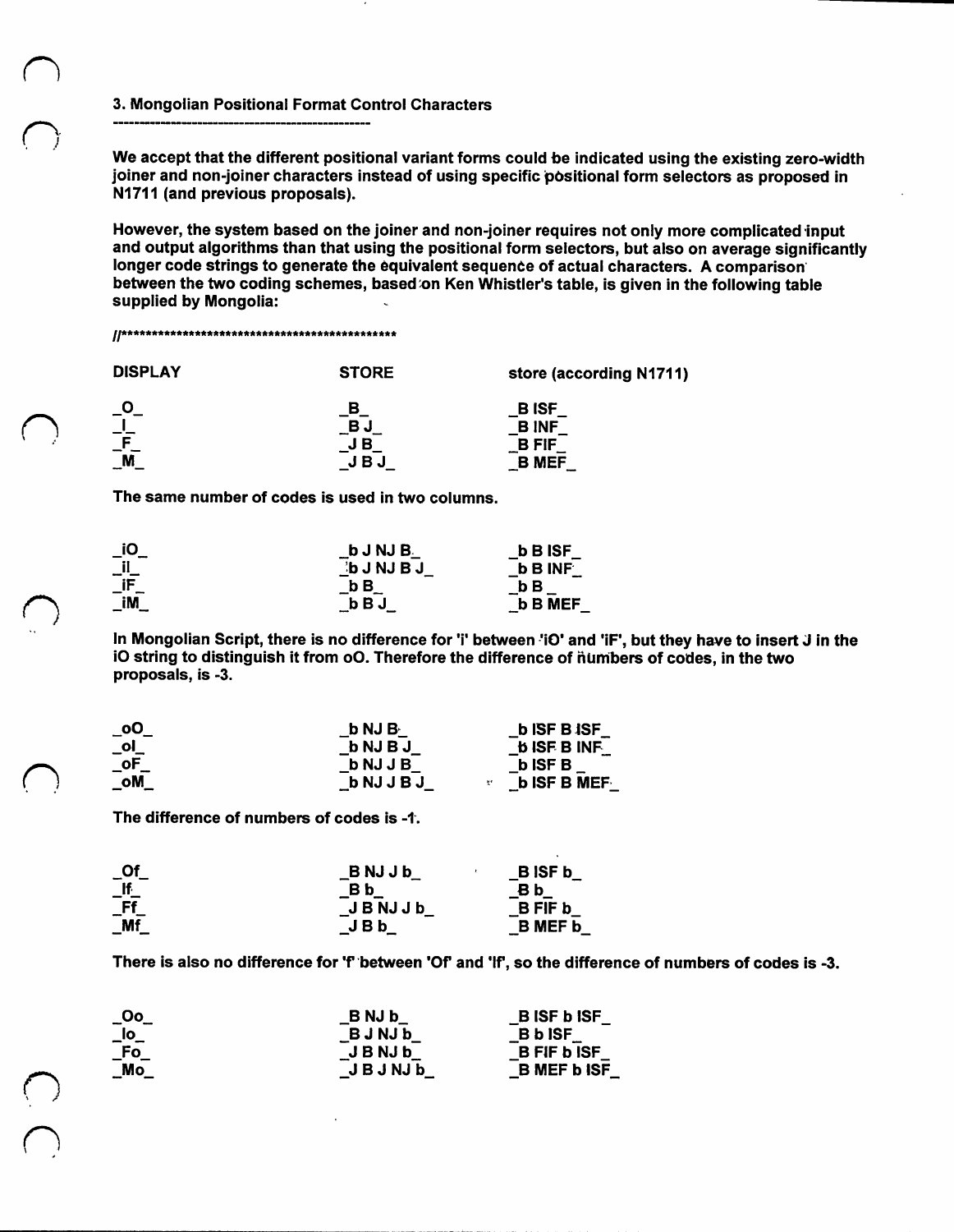3. Mongolian Positional Format Control Characters

---

We accept that the different positional variant forms could be indicated using the existing zero-width joiner and non-joiner characters instead of using specific positional form selectors as proposed in N1711 (and previous proposals).

However, the system based on the joiner and non-joiner requires not only more complicated input and output algorithms than that using the positional form selectors, but also on average significantly longer code strings to generate the equivalent sequence of actual characters. A comparison between the two coding schemes, based on Ken Whistler's table, is given in the following table supplied by Mongolia:

//*********************************************

| DISPLAY | STORE | store (according N1711) |
|---|---|---|
| _O_ | _B_ | _B ISF_ |
| _I_ | _B J_ | _B INF_ |
| _F_ | _J B_ | _B FIF_ |
| _M_ | _J B J_ | _B MEF_ |

The same number of codes is used in two columns.

| DISPLAY | STORE | store (according N1711) |
|---|---|---|
| _iO_ | _b J NJ B_ | _b B ISF_ |
| _iI_ | _b J NJ B J_ | _b B INF_ |
| _iF_ | _b B_ | _b B _ |
| _iM_ | _b B J_ | _b B MEF_ |

In Mongolian Script, there is no difference for 'i' between 'iO' and 'iF', but they have to insert J in the iO string to distinguish it from oO. Therefore the difference of numbers of codes, in the two proposals, is -3.

| DISPLAY | STORE | store (according N1711) |
|---|---|---|
| _oO_ | _b NJ B_ | _b ISF B ISF_ |
| _oI_ | _b NJ B J_ | _b ISF B INF_ |
| _oF_ | _b NJ J B_ | _b ISF B _ |
| _oM_ | _b NJ J B J_ | _b ISF B MEF_ |

The difference of numbers of codes is -1.

| DISPLAY | STORE | store (according N1711) |
|---|---|---|
| _Of_ | _B NJ J b_ | _B ISF b_ |
| _If_ | _B b_ | _B b_ |
| _Ff_ | _J B NJ J b_ | _B FIF b_ |
| _Mf_ | _J B b_ | _B MEF b_ |

There is also no difference for 'f' between 'Of' and 'If', so the difference of numbers of codes is -3.

| DISPLAY | STORE | store (according N1711) |
|---|---|---|
| _Oo_ | _B NJ b_ | _B ISF b ISF_ |
| _Io_ | _B J NJ b_ | _B b ISF_ |
| _Fo_ | _J B NJ b_ | _B FIF b ISF_ |
| _Mo_ | _J B J NJ b_ | _B MEF b ISF_ |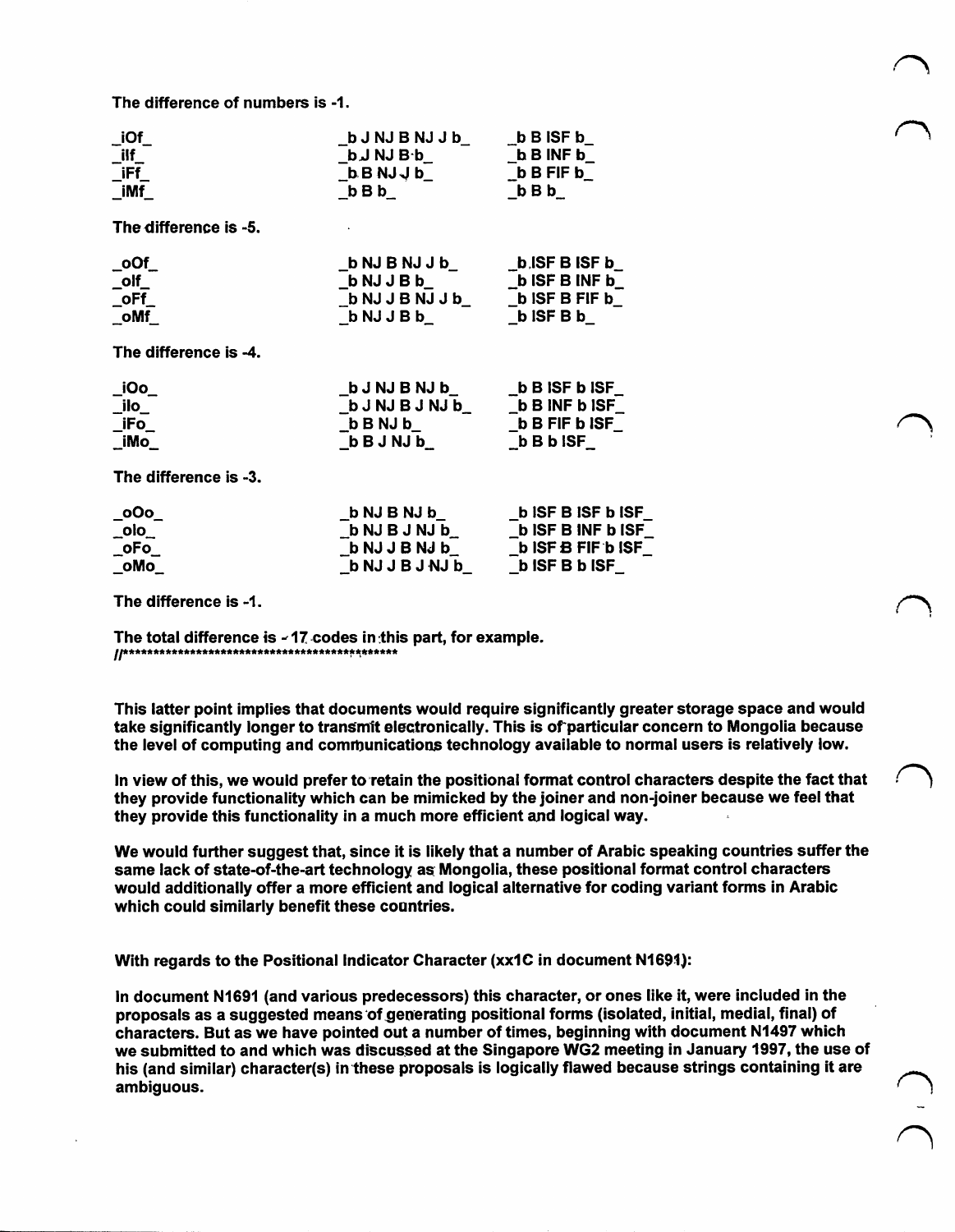The difference of numbers is -1.

| | | |
|---|---|---|
| _iOf_ | _b J NJ B NJ J b_ | _b B ISF b_ |
| _iIf_ | _b J NJ B b_ | _b B INF b_ |
| _iFf_ | _b B NJ J b_ | _b B FIF b_ |
| _iMf_ | _b B b_ | _b B b_ |

The difference is -5.

| | | |
|---|---|---|
| _oOf_ | _b NJ B NJ J b_ | _b ISF B ISF b_ |
| _oIf_ | _b NJ J B b_ | _b ISF B INF b_ |
| _oFf_ | _b NJ J B NJ J b_ | _b ISF B FIF b_ |
| _oMf_ | _b NJ J B b_ | _b ISF B b_ |

The difference is -4.

| | | |
|---|---|---|
| _iOo_ | _b J NJ B NJ b_ | _b B ISF b ISF_ |
| _iIo_ | _b J NJ B J NJ b_ | _b B INF b ISF_ |
| _iFo_ | _b B NJ b_ | _b B FIF b ISF_ |
| _iMo_ | _b B J NJ b_ | _b B b ISF_ |

The difference is -3.

| | | |
|---|---|---|
| _oOo_ | _b NJ B NJ b_ | _b ISF B ISF b ISF_ |
| _oIo_ | _b NJ B J NJ b_ | _b ISF B INF b ISF_ |
| _oFo_ | _b NJ J B NJ b_ | _b ISF B FIF b ISF_ |
| _oMo_ | _b NJ J B J NJ b_ | _b ISF B b ISF_ |

The difference is -1.

The total difference is - 17 codes in this part, for example.
//*************************************************

This latter point implies that documents would require significantly greater storage space and would take significantly longer to transmit electronically. This is of particular concern to Mongolia because the level of computing and communications technology available to normal users is relatively low.

In view of this, we would prefer to retain the positional format control characters despite the fact that they provide functionality which can be mimicked by the joiner and non-joiner because we feel that they provide this functionality in a much more efficient and logical way.

We would further suggest that, since it is likely that a number of Arabic speaking countries suffer the same lack of state-of-the-art technology as Mongolia, these positional format control characters would additionally offer a more efficient and logical alternative for coding variant forms in Arabic which could similarly benefit these countries.

With regards to the Positional Indicator Character (xx1C in document N1691):

In document N1691 (and various predecessors) this character, or ones like it, were included in the proposals as a suggested means of generating positional forms (isolated, initial, medial, final) of characters. But as we have pointed out a number of times, beginning with document N1497 which we submitted to and which was discussed at the Singapore WG2 meeting in January 1997, the use of his (and similar) character(s) in these proposals is logically flawed because strings containing it are ambiguous.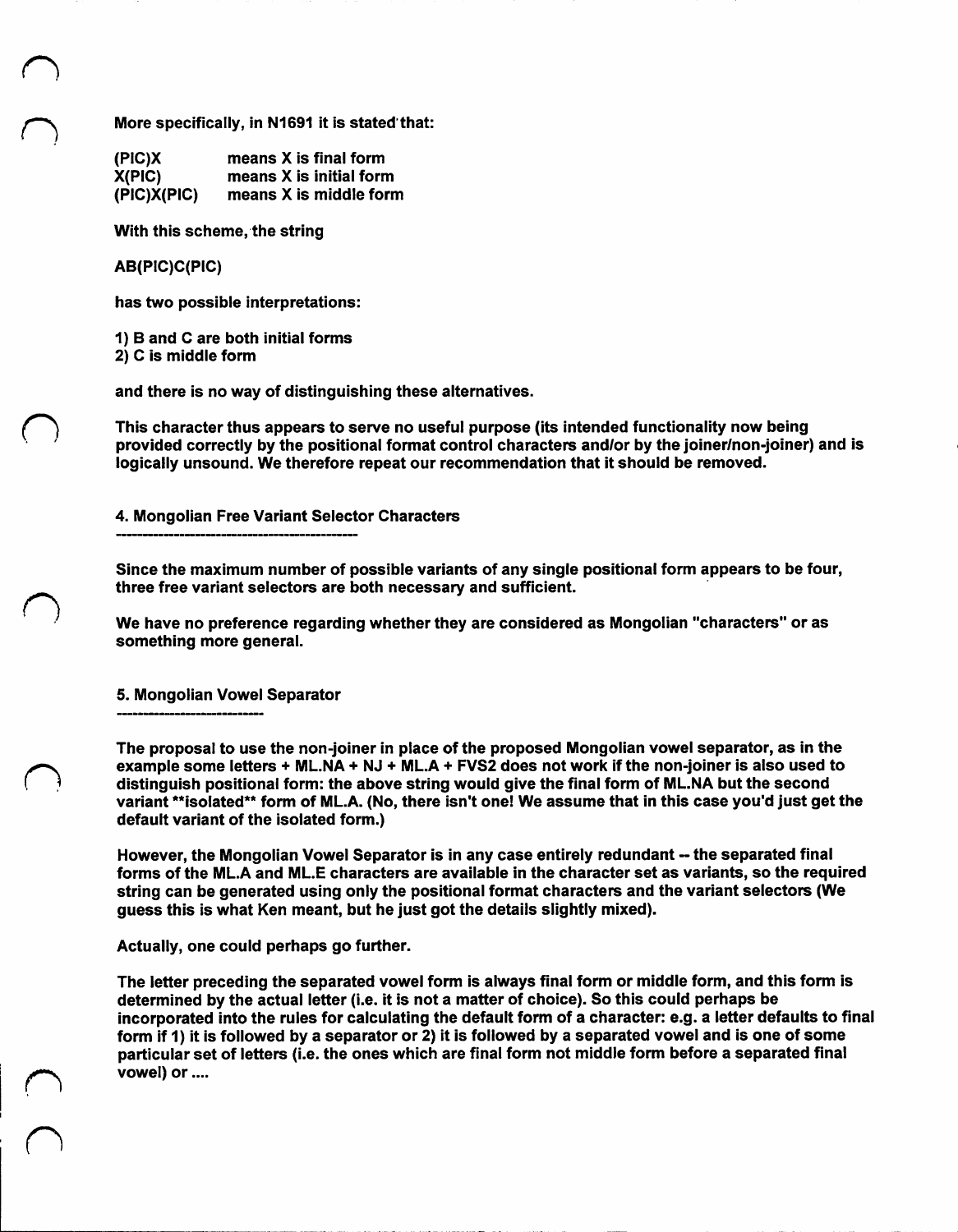More specifically, in N1691 it is stated that:

| | |
|---|---|
| (PIC)X | means X is final form |
| X(PIC) | means X is initial form |
| (PIC)X(PIC) | means X is middle form |

With this scheme, the string

AB(PIC)C(PIC)

has two possible interpretations:

1) B and C are both initial forms
2) C is middle form

and there is no way of distinguishing these alternatives.

This character thus appears to serve no useful purpose (its intended functionality now being provided correctly by the positional format control characters and/or by the joiner/non-joiner) and is logically unsound. We therefore repeat our recommendation that it should be removed.

## 4. Mongolian Free Variant Selector Characters

Since the maximum number of possible variants of any single positional form appears to be four, three free variant selectors are both necessary and sufficient.

We have no preference regarding whether they are considered as Mongolian "characters" or as something more general.

## 5. Mongolian Vowel Separator

The proposal to use the non-joiner in place of the proposed Mongolian vowel separator, as in the example some letters + ML.NA + NJ + ML.A + FVS2 does not work if the non-joiner is also used to distinguish positional form: the above string would give the final form of ML.NA but the second variant **isolated** form of ML.A. (No, there isn't one! We assume that in this case you'd just get the default variant of the isolated form.)

However, the Mongolian Vowel Separator is in any case entirely redundant -- the separated final forms of the ML.A and ML.E characters are available in the character set as variants, so the required string can be generated using only the positional format characters and the variant selectors (We guess this is what Ken meant, but he just got the details slightly mixed).

Actually, one could perhaps go further.

The letter preceding the separated vowel form is always final form or middle form, and this form is determined by the actual letter (i.e. it is not a matter of choice). So this could perhaps be incorporated into the rules for calculating the default form of a character: e.g. a letter defaults to final form if 1) it is followed by a separator or 2) it is followed by a separated vowel and is one of some particular set of letters (i.e. the ones which are final form not middle form before a separated final vowel) or ....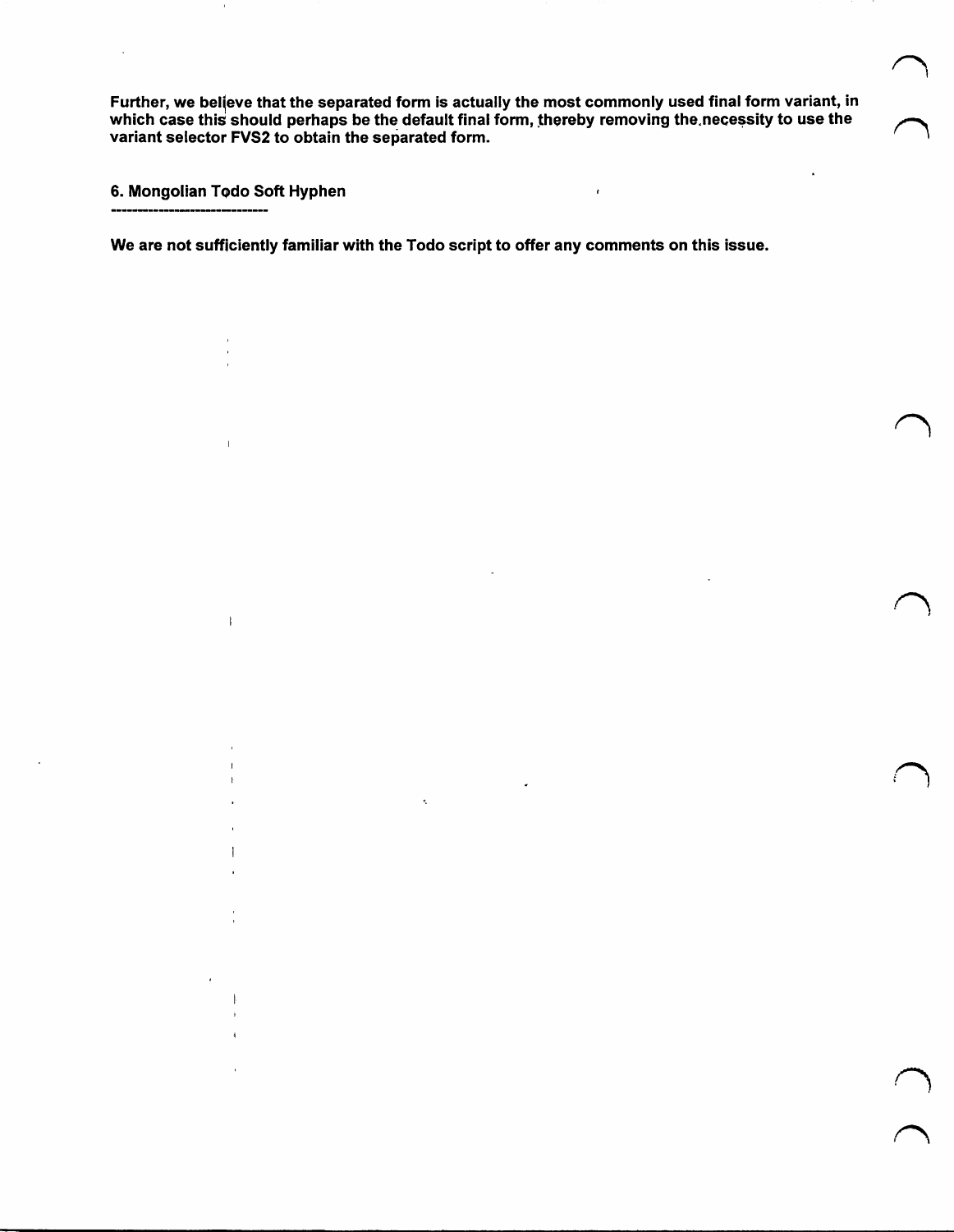**Further, we believe that the separated form is actually the most commonly used final form variant, in which case this should perhaps be the default final form, thereby removing the necessity to use the variant selector FVS2 to obtain the separated form.**

## 6. Mongolian Todo Soft Hyphen

**We are not sufficiently familiar with the Todo script to offer any comments on this issue.**